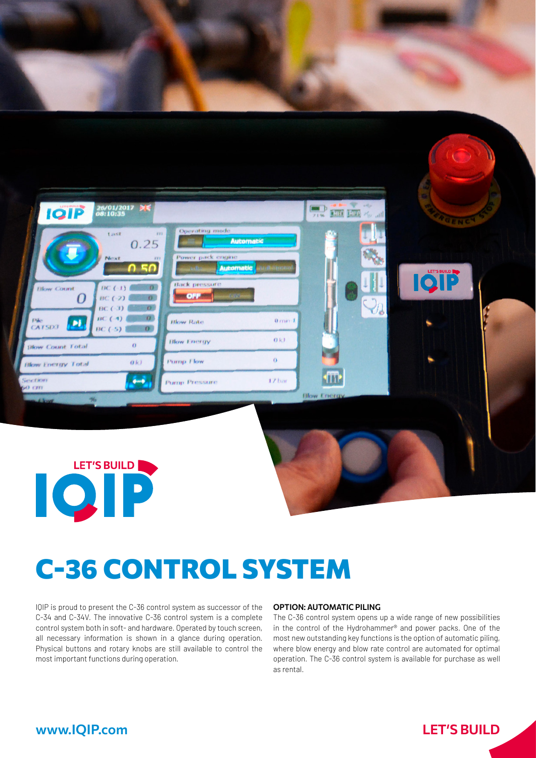LET'S BUILD IQIP

# C-36 CONTROL SYSTEM

IQIP is proud to present the C-36 control system as successor of the C-34 and C-34V. The innovative C-36 control system is a complete control system both in soft- and hardware. Operated by touch screen, all necessary information is shown in a glance during operation. Physical buttons and rotary knobs are still available to control the most important functions during operation.

**OPTION: AUTOMATIC PILING**

The C-36 control system opens up a wide range of new possibilities in the control of the Hydrohammer® and power packs. One of the most new outstanding key functions is the option of automatic piling, where blow energy and blow rate control are automated for optimal operation. The C-36 control system is available for purchase as well as rental.

www.IQIP.com

LET'S BUILD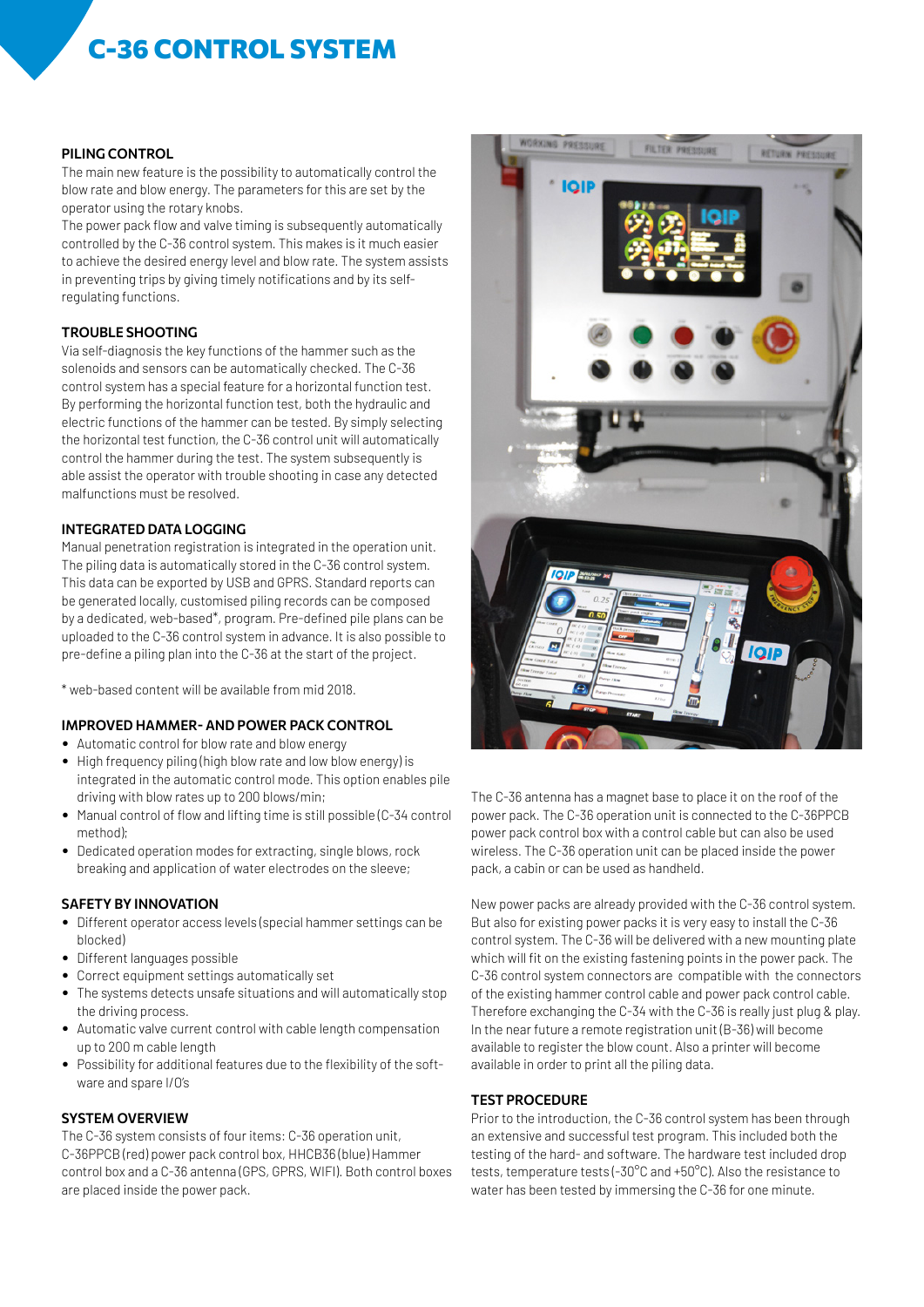# C-36 CONTROL SYSTEM

### PILING CONTROL

The main new feature is the possibility to automatically control the blow rate and blow energy. The parameters for this are set by the operator using the rotary knobs.

The power pack flow and valve timing is subsequently automatically controlled by the C-36 control system. This makes is it much easier to achieve the desired energy level and blow rate. The system assists in preventing trips by giving timely notifications and by its self-regulating functions.

### TROUBLE SHOOTING

Via self-diagnosis the key functions of the hammer such as the solenoids and sensors can be automatically checked. The C-36 control system has a special feature for a horizontal function test. By performing the horizontal function test, both the hydraulic and electric functions of the hammer can be tested. By simply selecting the horizontal test function, the C-36 control unit will automatically control the hammer during the test. The system subsequently is able assist the operator with trouble shooting in case any detected malfunctions must be resolved.

### INTEGRATED DATA LOGGING

Manual penetration registration is integrated in the operation unit. The piling data is automatically stored in the C-36 control system. This data can be exported by USB and GPRS. Standard reports can be generated locally, customised piling records can be composed by a dedicated, web-based*, program. Pre-defined pile plans can be uploaded to the C-36 control system in advance. It is also possible to pre-define a piling plan into the C-36 at the start of the project.

* web-based content will be available from mid 2018.

### IMPROVED HAMMER- AND POWER PACK CONTROL

- Automatic control for blow rate and blow energy
- High frequency piling (high blow rate and low blow energy) is integrated in the automatic control mode. This option enables pile driving with blow rates up to 200 blows/min;
- Manual control of flow and lifting time is still possible (C-34 control method);
- Dedicated operation modes for extracting, single blows, rock breaking and application of water electrodes on the sleeve;

### SAFETY BY INNOVATION

- Different operator access levels (special hammer settings can be blocked)
- Different languages possible
- Correct equipment settings automatically set
- The systems detects unsafe situations and will automatically stop the driving process.
- Automatic valve current control with cable length compensation up to 200 m cable length
- Possibility for additional features due to the flexibility of the software and spare I/O's

### SYSTEM OVERVIEW

The C-36 system consists of four items: C-36 operation unit, C-36PPCB (red) power pack control box, HHCB36 (blue) Hammer control box and a C-36 antenna (GPS, GPRS, WIFI). Both control boxes are placed inside the power pack.

The C-36 antenna has a magnet base to place it on the roof of the power pack. The C-36 operation unit is connected to the C-36PPCB power pack control box with a control cable but can also be used wireless. The C-36 operation unit can be placed inside the power pack, a cabin or can be used as handheld.

New power packs are already provided with the C-36 control system. But also for existing power packs it is very easy to install the C-36 control system. The C-36 will be delivered with a new mounting plate which will fit on the existing fastening points in the power pack. The C-36 control system connectors are compatible with the connectors of the existing hammer control cable and power pack control cable. Therefore exchanging the C-34 with the C-36 is really just plug & play. In the near future a remote registration unit (B-36) will become available to register the blow count. Also a printer will become available in order to print all the piling data.

### TEST PROCEDURE

Prior to the introduction, the C-36 control system has been through an extensive and successful test program. This included both the testing of the hard- and software. The hardware test included drop tests, temperature tests (-30°C and +50°C). Also the resistance to water has been tested by immersing the C-36 for one minute.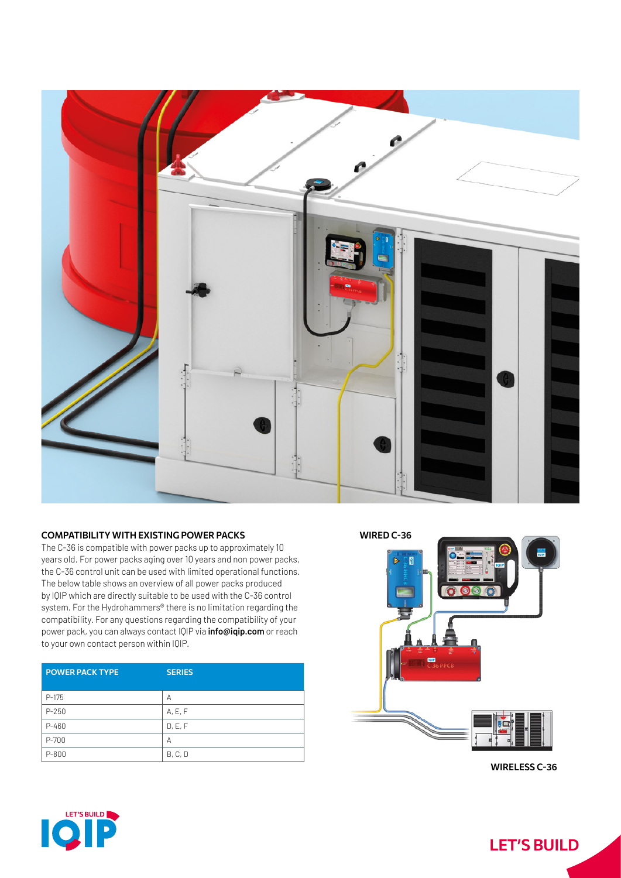## COMPATIBILITY WITH EXISTING POWER PACKS

The C-36 is compatible with power packs up to approximately 10 years old. For power packs aging over 10 years and non power packs, the C-36 control unit can be used with limited operational functions. The below table shows an overview of all power packs produced by IQIP which are directly suitable to be used with the C-36 control system. For the Hydrohammers® there is no limitation regarding the compatibility. For any questions regarding the compatibility of your power pack, you can always contact IQIP via **info@iqip.com** or reach to your own contact person within IQIP.

| POWER PACK TYPE | SERIES |
|---|---|
| P-175 | A |
| P-250 | A, E, F |
| P-460 | D, E, F |
| P-700 | A |
| P-800 | B, C, D |

WIRED C-36

WIRELESS C-36

LET'S BUILD